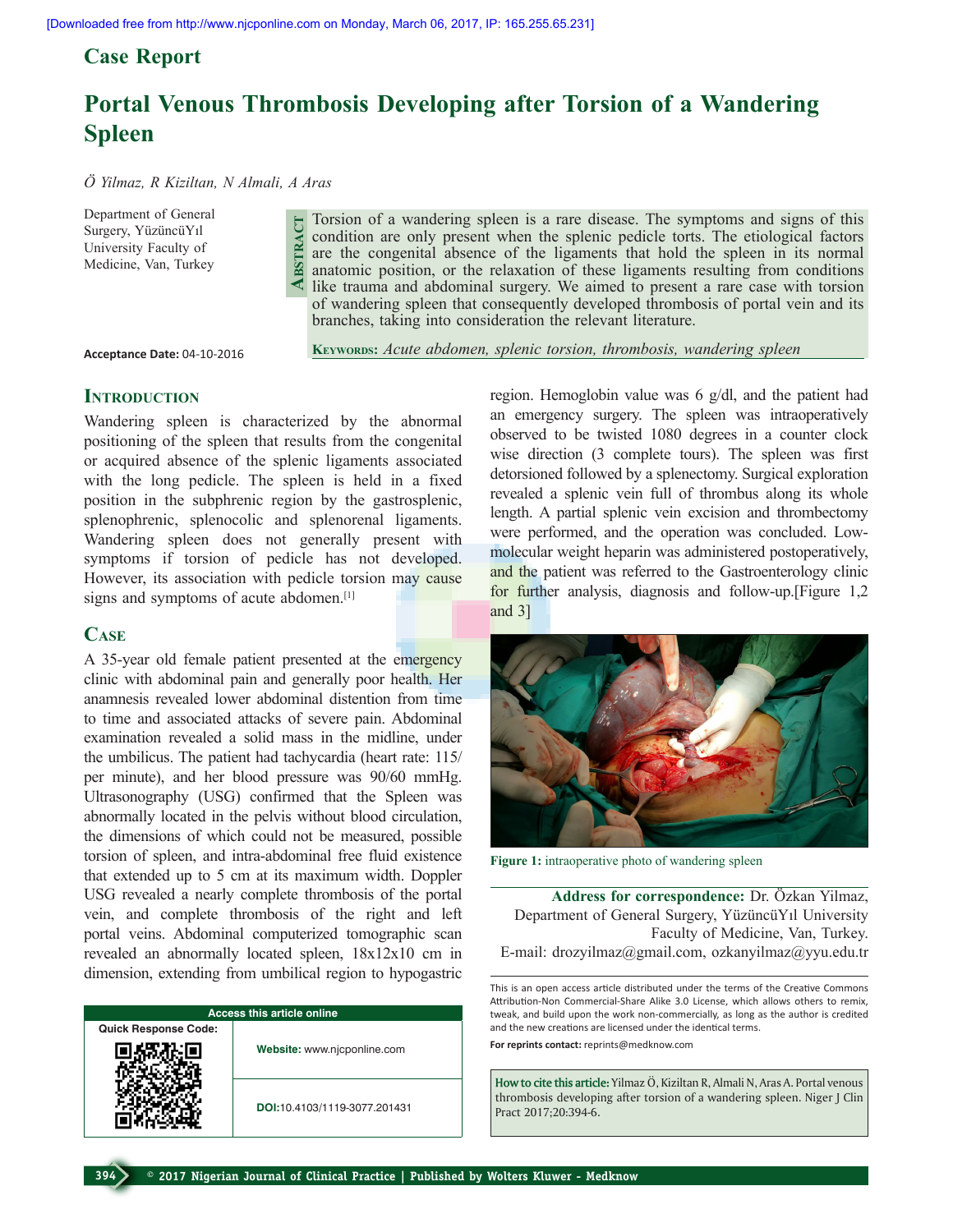## Case Report

# Portal Venous Thrombosis Developing after Torsion of a Wandering Spleen

*Ö Yilmaz, R Kiziltan, N Almali, A Aras*

Department of General Surgery, YüzüncüYıl University Faculty of Medicine, Van, Turkey

**Acceptance Date:** 04-10-2016

**Abstract**

Torsion of a wandering spleen is a rare disease. The symptoms and signs of this condition are only present when the splenic pedicle torts. The etiological factors are the congenital absence of the ligaments that hold the spleen in its normal anatomic position, or the relaxation of these ligaments resulting from conditions like trauma and abdominal surgery. We aimed to present a rare case with torsion of wandering spleen that consequently developed thrombosis of portal vein and its branches, taking into consideration the relevant literature.

**Keywords:** *Acute abdomen, splenic torsion, thrombosis, wandering spleen*

## Introduction

Wandering spleen is characterized by the abnormal positioning of the spleen that results from the congenital or acquired absence of the splenic ligaments associated with the long pedicle. The spleen is held in a fixed position in the subphrenic region by the gastrosplenic, splenophrenic, splenocolic and splenorenal ligaments. Wandering spleen does not generally present with symptoms if torsion of pedicle has not developed. However, its association with pedicle torsion may cause signs and symptoms of acute abdomen.[1]

## Case

A 35-year old female patient presented at the emergency clinic with abdominal pain and generally poor health. Her anamnesis revealed lower abdominal distention from time to time and associated attacks of severe pain. Abdominal examination revealed a solid mass in the midline, under the umbilicus. The patient had tachycardia (heart rate: 115/ per minute), and her blood pressure was 90/60 mmHg. Ultrasonography (USG) confirmed that the Spleen was abnormally located in the pelvis without blood circulation, the dimensions of which could not be measured, possible torsion of spleen, and intra-abdominal free fluid existence that extended up to 5 cm at its maximum width. Doppler USG revealed a nearly complete thrombosis of the portal vein, and complete thrombosis of the right and left portal veins. Abdominal computerized tomographic scan revealed an abnormally located spleen, 18x12x10 cm in dimension, extending from umbilical region to hypogastric region. Hemoglobin value was 6 g/dl, and the patient had an emergency surgery. The spleen was intraoperatively observed to be twisted 1080 degrees in a counter clock wise direction (3 complete tours). The spleen was first detorsioned followed by a splenectomy. Surgical exploration revealed a splenic vein full of thrombus along its whole length. A partial splenic vein excision and thrombectomy were performed, and the operation was concluded. Low-molecular weight heparin was administered postoperatively, and the patient was referred to the Gastroenterology clinic for further analysis, diagnosis and follow-up.[Figure 1,2 and 3]

**Figure 1:** intraoperative photo of wandering spleen

**Address for correspondence:** Dr. Özkan Yilmaz, Department of General Surgery, YüzüncüYıl University Faculty of Medicine, Van, Turkey.
E-mail: drozyilmaz@gmail.com, ozkanyilmaz@yyu.edu.tr

**Access this article online**

Quick Response Code:

**Website:** www.njcponline.com

**DOI:** 10.4103/1119-3077.201431

This is an open access article distributed under the terms of the Creative Commons Attribution-Non Commercial-Share Alike 3.0 License, which allows others to remix, tweak, and build upon the work non-commercially, as long as the author is credited and the new creations are licensed under the identical terms.

**For reprints contact:** reprints@medknow.com

**How to cite this article:** Yilmaz Ö, Kiziltan R, Almali N, Aras A. Portal venous thrombosis developing after torsion of a wandering spleen. Niger J Clin Pract 2017;20:394-6.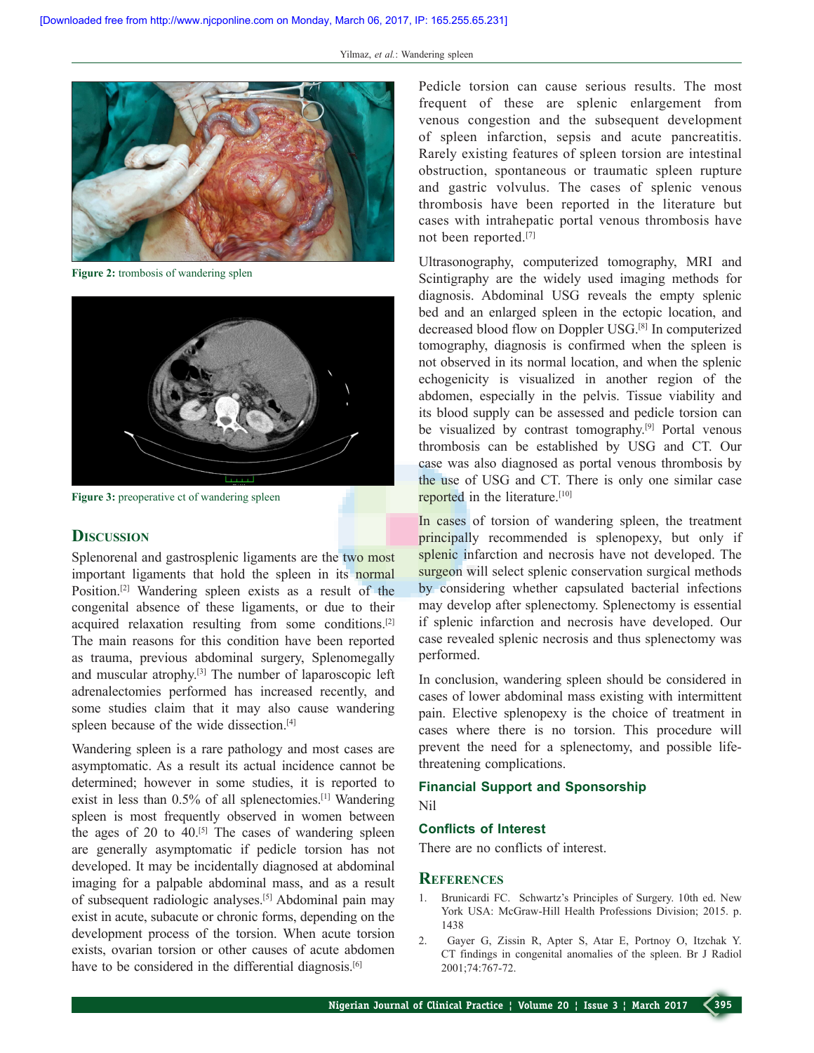Figure 2: trombosis of wandering splen

Figure 3: preoperative ct of wandering spleen

## Discussion

Splenorenal and gastrosplenic ligaments are the two most important ligaments that hold the spleen in its normal Position.[2] Wandering spleen exists as a result of the congenital absence of these ligaments, or due to their acquired relaxation resulting from some conditions.[2] The main reasons for this condition have been reported as trauma, previous abdominal surgery, Splenomegally and muscular atrophy.[3] The number of laparoscopic left adrenalectomies performed has increased recently, and some studies claim that it may also cause wandering spleen because of the wide dissection.[4]

Wandering spleen is a rare pathology and most cases are asymptomatic. As a result its actual incidence cannot be determined; however in some studies, it is reported to exist in less than 0.5% of all splenectomies.[1] Wandering spleen is most frequently observed in women between the ages of 20 to 40.[5] The cases of wandering spleen are generally asymptomatic if pedicle torsion has not developed. It may be incidentally diagnosed at abdominal imaging for a palpable abdominal mass, and as a result of subsequent radiologic analyses.[5] Abdominal pain may exist in acute, subacute or chronic forms, depending on the development process of the torsion. When acute torsion exists, ovarian torsion or other causes of acute abdomen have to be considered in the differential diagnosis.[6]

Pedicle torsion can cause serious results. The most frequent of these are splenic enlargement from venous congestion and the subsequent development of spleen infarction, sepsis and acute pancreatitis. Rarely existing features of spleen torsion are intestinal obstruction, spontaneous or traumatic spleen rupture and gastric volvulus. The cases of splenic venous thrombosis have been reported in the literature but cases with intrahepatic portal venous thrombosis have not been reported.[7]

Ultrasonography, computerized tomography, MRI and Scintigraphy are the widely used imaging methods for diagnosis. Abdominal USG reveals the empty splenic bed and an enlarged spleen in the ectopic location, and decreased blood flow on Doppler USG.[8] In computerized tomography, diagnosis is confirmed when the spleen is not observed in its normal location, and when the splenic echogenicity is visualized in another region of the abdomen, especially in the pelvis. Tissue viability and its blood supply can be assessed and pedicle torsion can be visualized by contrast tomography.[9] Portal venous thrombosis can be established by USG and CT. Our case was also diagnosed as portal venous thrombosis by the use of USG and CT. There is only one similar case reported in the literature.[10]

In cases of torsion of wandering spleen, the treatment principally recommended is splenopexy, but only if splenic infarction and necrosis have not developed. The surgeon will select splenic conservation surgical methods by considering whether capsulated bacterial infections may develop after splenectomy. Splenectomy is essential if splenic infarction and necrosis have developed. Our case revealed splenic necrosis and thus splenectomy was performed.

In conclusion, wandering spleen should be considered in cases of lower abdominal mass existing with intermittent pain. Elective splenopexy is the choice of treatment in cases where there is no torsion. This procedure will prevent the need for a splenectomy, and possible life-threatening complications.

### Financial Support and Sponsorship

Nil

### Conflicts of Interest

There are no conflicts of interest.

## References

1. Brunicardi FC. Schwartz's Principles of Surgery. 10th ed. New York USA: McGraw-Hill Health Professions Division; 2015. p. 1438
2. Gayer G, Zissin R, Apter S, Atar E, Portnoy O, Itzchak Y. CT findings in congenital anomalies of the spleen. Br J Radiol 2001;74:767-72.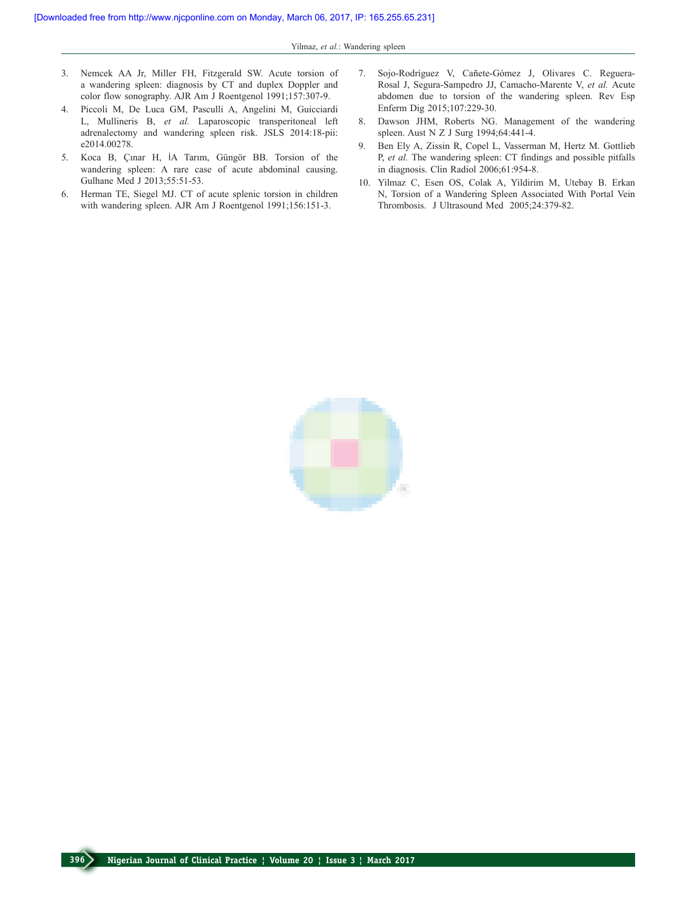3. Nemcek AA Jr, Miller FH, Fitzgerald SW. Acute torsion of a wandering spleen: diagnosis by CT and duplex Doppler and color flow sonography. AJR Am J Roentgenol 1991;157:307-9.
4. Piccoli M, De Luca GM, Pasculli A, Angelini M, Guicciardi L, Mullineris B, *et al.* Laparoscopic transperitoneal left adrenalectomy and wandering spleen risk. JSLS 2014:18-pii: e2014.00278.
5. Koca B, Çınar H, İA Tarım, Güngör BB. Torsion of the wandering spleen: A rare case of acute abdominal causing. Gulhane Med J 2013;55:51-53.
6. Herman TE, Siegel MJ. CT of acute splenic torsion in children with wandering spleen. AJR Am J Roentgenol 1991;156:151-3.
7. Sojo-Rodríguez V, Cañete-Gómez J, Olivares C. Reguera-Rosal J, Segura-Sampedro JJ, Camacho-Marente V, *et al.* Acute abdomen due to torsion of the wandering spleen. Rev Esp Enferm Dig 2015;107:229-30.
8. Dawson JHM, Roberts NG. Management of the wandering spleen. Aust N Z J Surg 1994;64:441-4.
9. Ben Ely A, Zissin R, Copel L, Vasserman M, Hertz M. Gottlieb P, *et al.* The wandering spleen: CT findings and possible pitfalls in diagnosis. Clin Radiol 2006;61:954-8.
10. Yilmaz C, Esen OS, Colak A, Yildirim M, Utebay B. Erkan N, Torsion of a Wandering Spleen Associated With Portal Vein Thrombosis. J Ultrasound Med 2005;24:379-82.